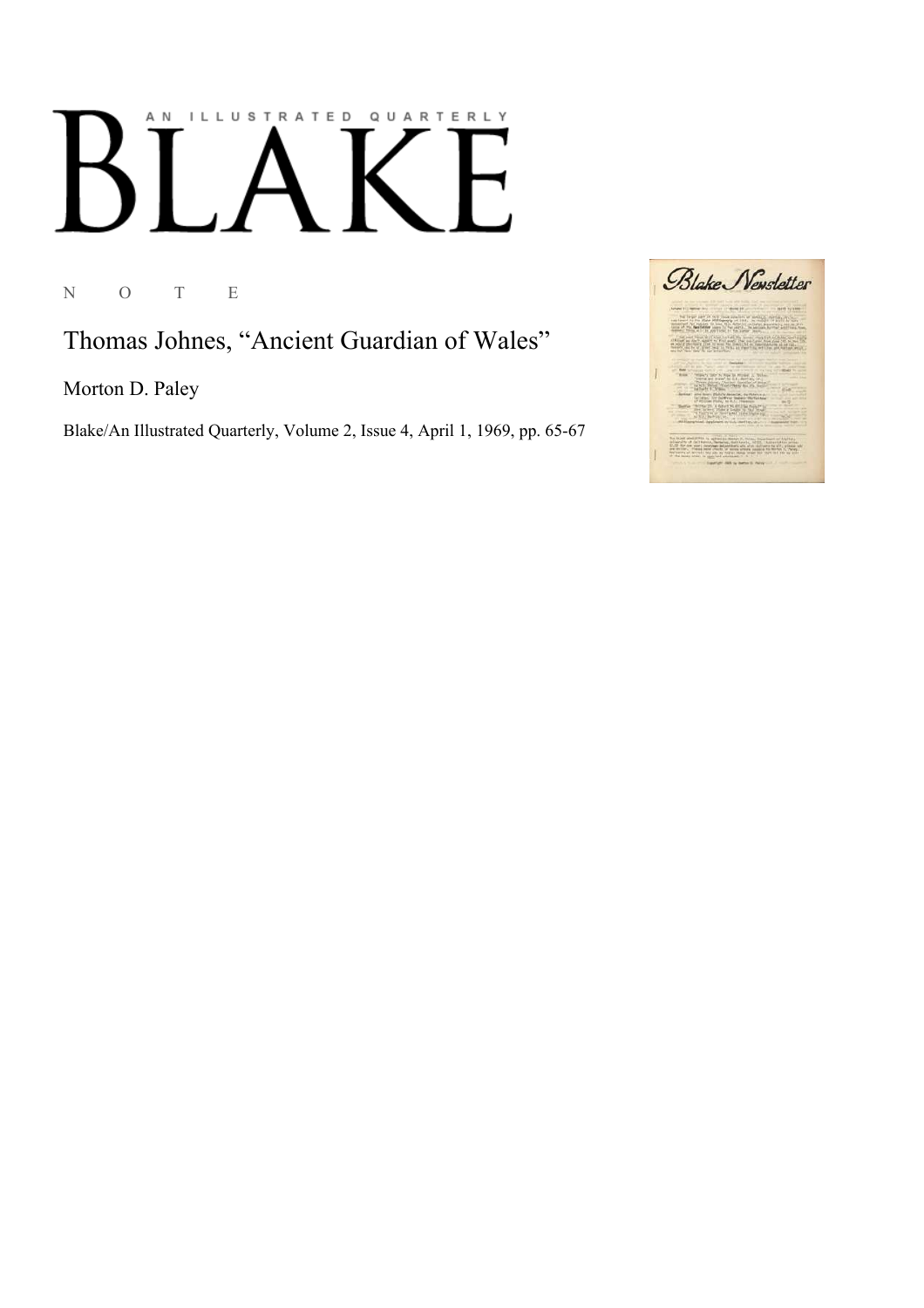AN ILLUSTRATED QUARTERLY

# BLAKE

N O T E

## Thomas Johnes, “Ancient Guardian of Wales”

Morton D. Paley

Blake/An Illustrated Quarterly, Volume 2, Issue 4, April 1, 1969, pp. 65-67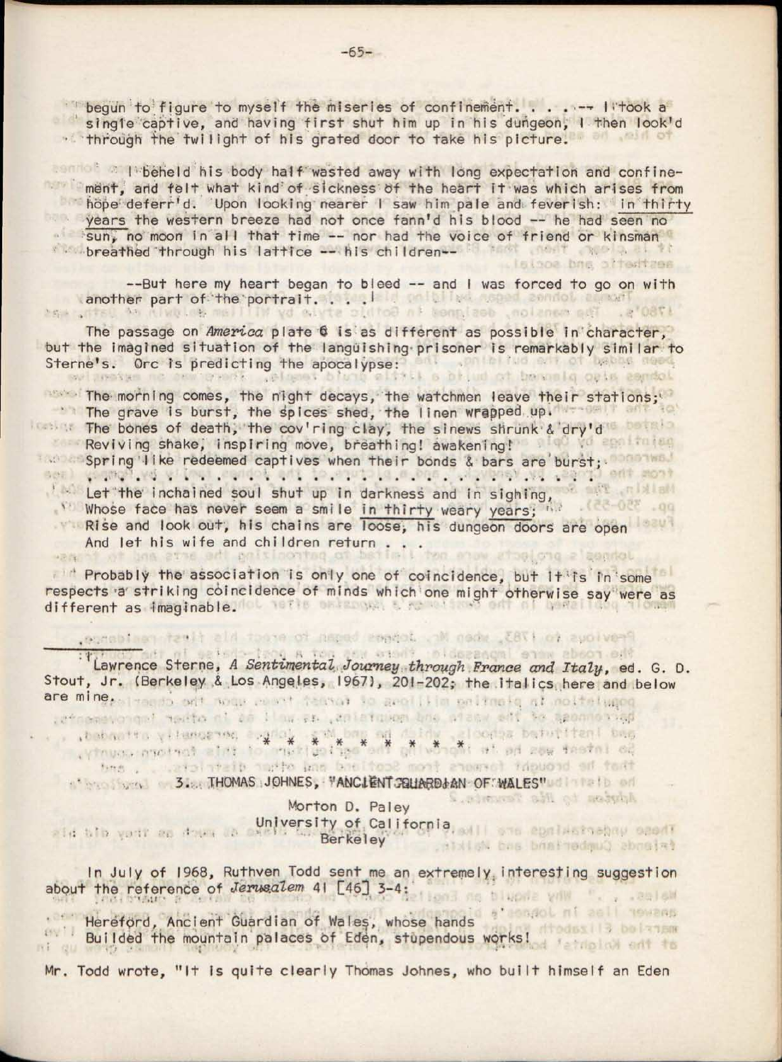begun to figure to myself the miseries of confinement. . . . -- I took a single captive, and having first shut him up in his dungeon, I then look'd through the twilight of his grated door to take his picture.

I beheld his body half wasted away with long expectation and confinement, and felt what kind of sickness of the heart it was which arises from hope deferr'd. Upon looking nearer I saw him pale and feverish: <u>in thirty years</u> the western breeze had not once fann'd his blood -- he had seen no <u>sun</u>, no moon in all that time -- nor had the voice of friend or kinsman breathed through his lattice -- his children--

--But here my heart began to bleed -- and I was forced to go on with another part of the portrait. . . .[1]

The passage on *America* plate 6 is as different as possible in character, but the imagined situation of the languishing prisoner is remarkably similar to Sterne's. Orc is predicting the apocalypse:

> The morning comes, the night decays, the watchmen leave their stations;
> The grave is burst, the spices shed, the linen wrapped up.
> The bones of death, the cov'ring clay, the sinews shrunk & dry'd
> Reviving shake, inspiring move, breathing! awakening!
> Spring like redeemed captives when their bonds & bars are burst;
> . . . . . . . . . . . . . . . . . . . . . . . . . . . . . . . . . .
> Let the inchained soul shut up in darkness and in sighing,
> Whose face has never seen a smile <u>in thirty</u> weary <u>years</u>;
> Rise and look out, his chains are <u>loose</u>, his <u>dungeon doors</u> are <u>open</u>
> And let his wife and children return . . .

Probably the association is only one of coincidence, but it is in some respects a striking coincidence of minds which one might otherwise say were as different as imaginable.

---

[1] Lawrence Sterne, *A Sentimental Journey through France and Italy*, ed. G. D. Stout, Jr. (Berkeley & Los Angeles, 1967), 201-202; the italics here and below are mine.

\* \* \* \* \* \* \* \* \* \*

### 3. THOMAS JOHNES, "ANCIENT GUARDIAN OF WALES"

Morton D. Paley
University of California
Berkeley

In July of 1968, Ruthven Todd sent me an extremely interesting suggestion about the reference of *Jerusalem* 41 [46] 3-4:

> Hereford, Ancient Guardian of Wales, whose hands
> Builded the mountain palaces of Eden, stupendous works!

Mr. Todd wrote, "It is quite clearly Thomas Johnes, who built himself an Eden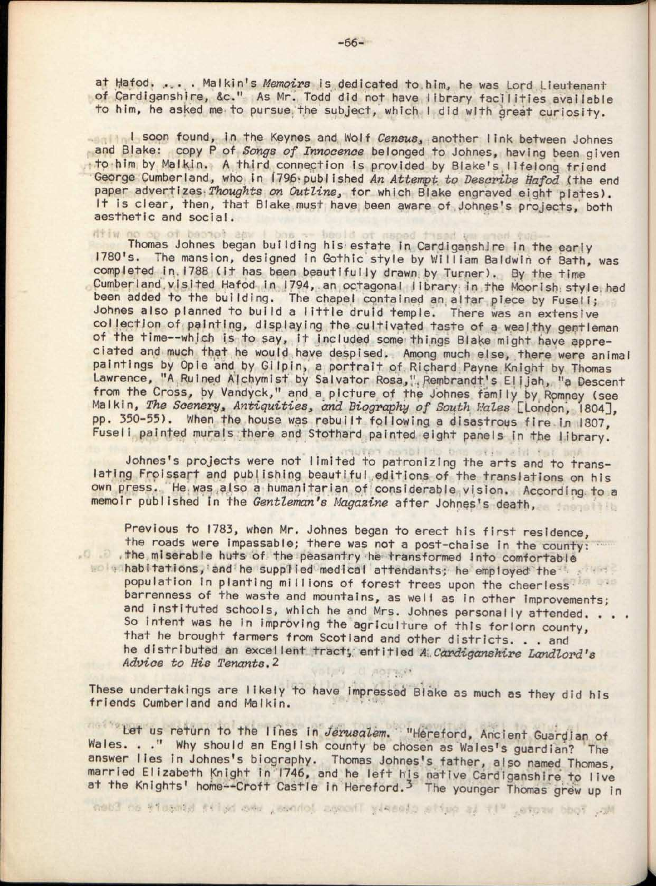at Hafod. . . . . Malkin's *Memoirs* is dedicated to him, he was Lord Lieutenant of Cardiganshire, &c." As Mr. Todd did not have library facilities available to him, he asked me to pursue the subject, which I did with great curiosity.

I soon found, in the Keynes and Wolf *Census*, another link between Johnes and Blake: copy P of *Songs of Innocence* belonged to Johnes, having been given to him by Malkin. A third connection is provided by Blake's lifelong friend George Cumberland, who in 1796 published *An Attempt to Describe Hafod* (the end paper advertizes *Thoughts on Outline*, for which Blake engraved eight plates). It is clear, then, that Blake must have been aware of Johnes's projects, both aesthetic and social.

Thomas Johnes began building his estate in Cardiganshire in the early 1780's. The mansion, designed in Gothic style by William Baldwin of Bath, was completed in 1788 (it has been beautifully drawn by Turner). By the time Cumberland visited Hafod in 1794, an octagonal library in the Moorish style had been added to the building. The chapel contained an altar piece by Fuseli; Johnes also planned to build a little druid temple. There was an extensive collection of painting, displaying the cultivated taste of a wealthy gentleman of the time--which is to say, it included some things Blake might have appreciated and much that he would have despised. Among much else, there were animal paintings by Opie and by Gilpin, a portrait of Richard Payne Knight by Thomas Lawrence, "A Ruined Alchymist by Salvator Rosa," Rembrandt's Elijah, "a Descent from the Cross, by Vandyck," and a picture of the Johnes family by Romney (see Malkin, *The Scenery, Antiquities, and Biography of South Wales* [London, 1804], pp. 350-55). When the house was rebuilt following a disastrous fire in 1807, Fuseli painted murals there and Stothard painted eight panels in the library.

Johnes's projects were not limited to patronizing the arts and to translating Froissart and publishing beautiful editions of the translations on his own press. He was also a humanitarian of considerable vision. According to a memoir published in the *Gentleman's Magazine* after Johnes's death,

> Previous to 1783, when Mr. Johnes began to erect his first residence, the roads were impassable; there was not a post-chaise in the county: the miserable huts of the peasantry he transformed into comfortable habitations, and he supplied medical attendants; he employed the population in planting millions of forest trees upon the cheerless barrenness of the waste and mountains, as well as in other improvements; and instituted schools, which he and Mrs. Johnes personally attended. . . . So intent was he in improving the agriculture of this forlorn county, that he brought farmers from Scotland and other districts. . . and he distributed an excellent tract, entitled *A Cardiganshire Landlord's Advice to His Tenants*.[2]

These undertakings are likely to have impressed Blake as much as they did his friends Cumberland and Malkin.

Let us return to the lines in *Jerusalem*. "Hereford, Ancient Guardian of Wales. . ." Why should an English county be chosen as Wales's guardian? The answer lies in Johnes's biography. Thomas Johnes's father, also named Thomas, married Elizabeth Knight in 1746, and he left his native Cardiganshire to live at the Knights' home--Croft Castle in Hereford.[3] The younger Thomas grew up in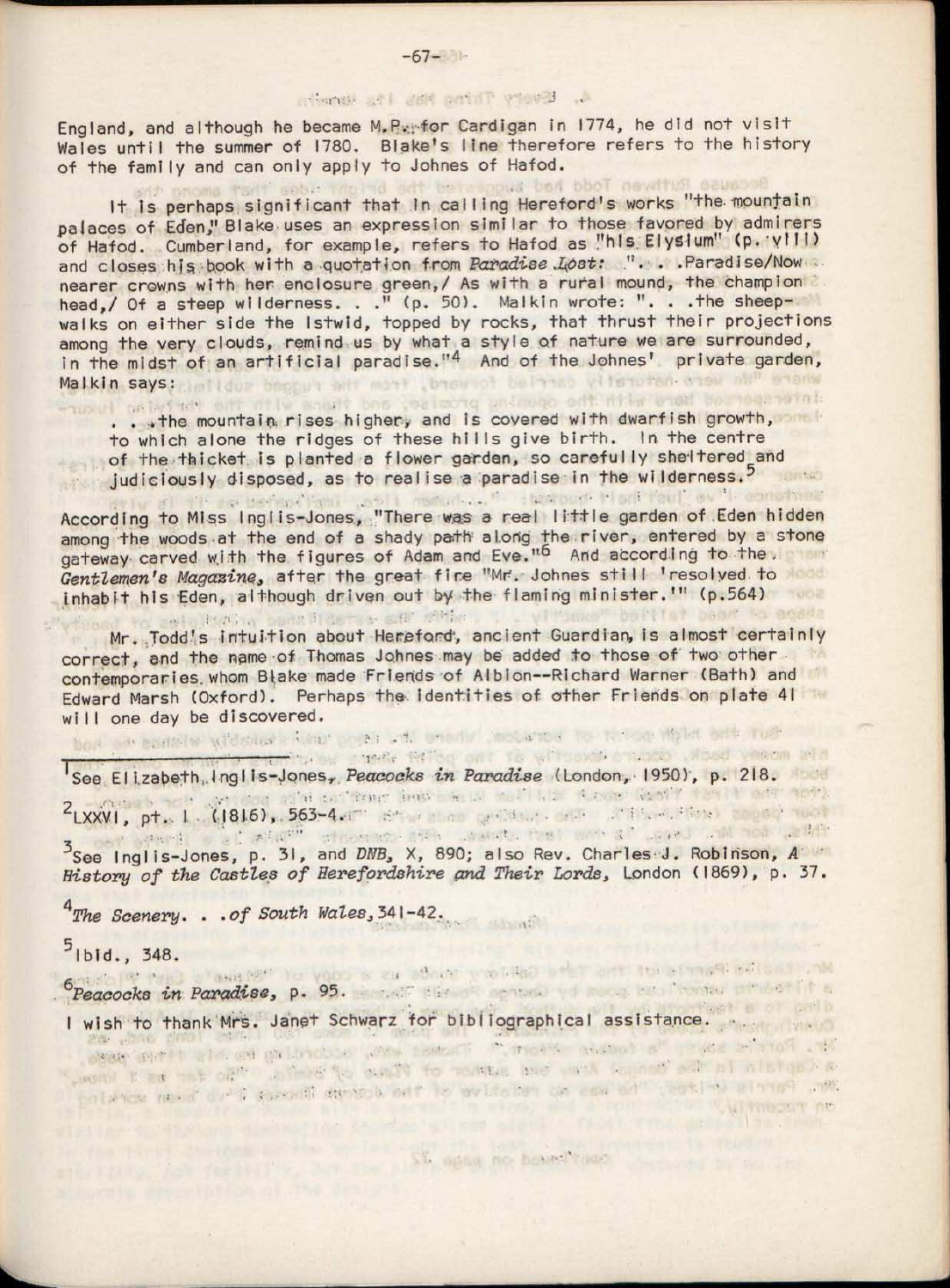England, and although he became M.P. for Cardigan in 1774, he did not visit Wales until the summer of 1780. Blake's line therefore refers to the history of the family and can only apply to Johnes of Hafod.

It is perhaps significant that in calling Hereford's works "the mountain palaces of Eden," Blake uses an expression similar to those favored by admirers of Hafod. Cumberland, for example, refers to Hafod as "his Elysium" (p. viii) and closes his book with a quotation from *Paradise Lost*: ". . .Paradise/Now nearer crowns with her enclosure green,/ As with a rural mound, the champion head,/ Of a steep wilderness. . ." (p. 50). Malkin wrote: ". . .the sheep-walks on either side the Istwid, topped by rocks, that thrust their projections among the very clouds, remind us by what a style of nature we are surrounded, in the midst of an artificial paradise."[4] And of the Johnes' private garden, Malkin says:

> . . .the mountain rises higher, and is covered with dwarfish growth, to which alone the ridges of these hills give birth. In the centre of the thicket is planted a flower garden, so carefully sheltered and judiciously disposed, as to realise a paradise in the wilderness.[5]

According to Miss Inglis-Jones, "There was a real little garden of Eden hidden among the woods at the end of a shady path along the river, entered by a stone gateway carved with the figures of Adam and Eve."[6] And according to the *Gentlemen's Magazine*, after the great fire "Mr. Johnes still 'resolved to inhabit his Eden, although driven out by the flaming minister.'" (p.564)

Mr. Todd's intuition about Hereford, ancient Guardian, is almost certainly correct, and the name of Thomas Johnes may be added to those of two other contemporaries whom Blake made Friends of Albion--Richard Warner (Bath) and Edward Marsh (Oxford). Perhaps the identities of other Friends on plate 41 will one day be discovered.

---

[1] See Elizabeth Inglis-Jones, *Peacocks in Paradise* (London, 1950), p. 218.

[2] LXXVI, pt. I (1816), 563-4.

[3] See Inglis-Jones, p. 31, and *DNB*, X, 890; also Rev. Charles J. Robinson, *A History of the Castles of Herefordshire and Their Lords*, London (1869), p. 37.

[4] *The Scenery. . .of South Wales*, 341-42.

[5] Ibid., 348.

[6] *Peacocks in Paradise*, p. 95.

I wish to thank Mrs. Janet Schwarz for bibliographical assistance.